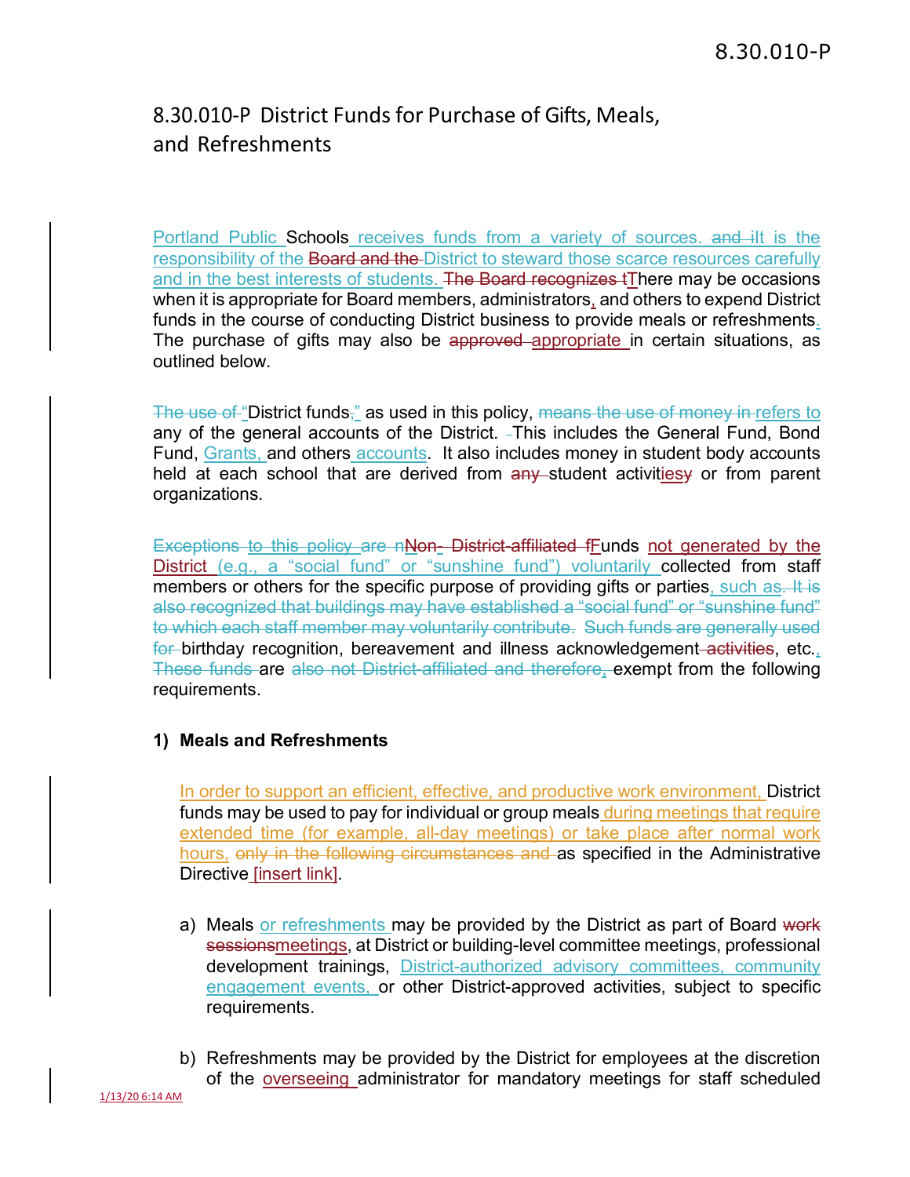# 8.30.010-P District Funds for Purchase of Gifts, Meals, and Refreshments

Portland Public Schools receives funds from a variety of sources. ~~and i~~It is the responsibility of the ~~Board and the~~ District to steward those scarce resources carefully and in the best interests of students. ~~The Board recognizes t~~There may be occasions when it is appropriate for Board members, administrators, and others to expend District funds in the course of conducting District business to provide meals or refreshments. The purchase of gifts may also be ~~approved~~ appropriate in certain situations, as outlined below.

~~The use of~~ "District funds~~,~~" as used in this policy, ~~means the use of money in~~ refers to any of the general accounts of the District. ~~-~~This includes the General Fund, Bond Fund, Grants, and others accounts. It also includes money in student body accounts held at each school that are derived from ~~any~~ student activities~~y~~ or from parent organizations.

~~Exceptions to this policy are n~~~~Non- District-affiliated f~~Funds not generated by the District (e.g., a "social fund" or "sunshine fund") voluntarily collected from staff members or others for the specific purpose of providing gifts or parties, such as~~. It is also recognized that buildings may have established a "social fund" or "sunshine fund" to which each staff member may voluntarily contribute. Such funds are generally used for~~ birthday recognition, bereavement and illness acknowledgement~~ activities~~, etc., ~~These funds~~ are ~~also not District-affiliated and therefore,~~ exempt from the following requirements.

**1) Meals and Refreshments**

In order to support an efficient, effective, and productive work environment, District funds may be used to pay for individual or group meals during meetings that require extended time (for example, all-day meetings) or take place after normal work hours, ~~only in the following circumstances and~~ as specified in the Administrative Directive [insert link].

a) Meals or refreshments may be provided by the District as part of Board ~~work sessions~~meetings, at District or building-level committee meetings, professional development trainings, District-authorized advisory committees, community engagement events, or other District-approved activities, subject to specific requirements.

b) Refreshments may be provided by the District for employees at the discretion of the overseeing administrator for mandatory meetings for staff scheduled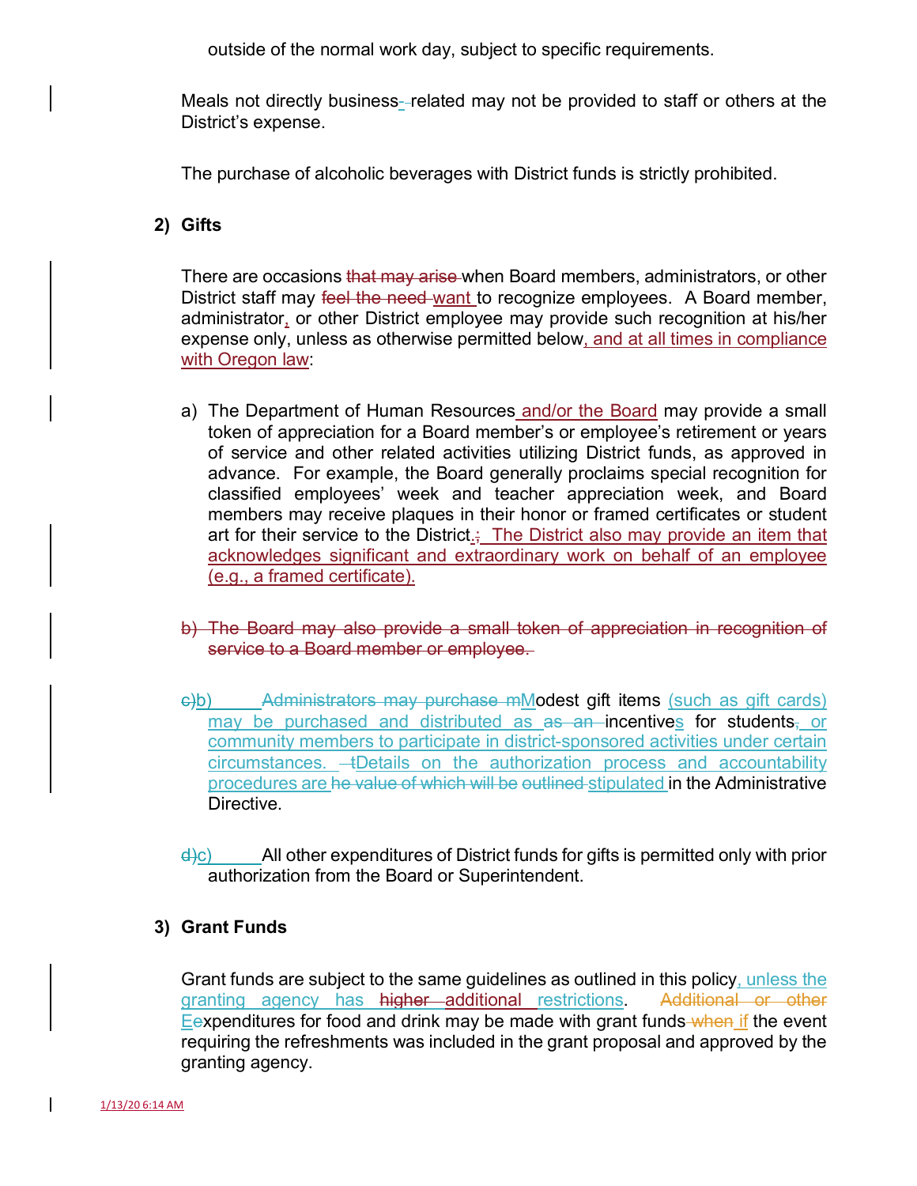outside of the normal work day, subject to specific requirements.

Meals not directly business-related may not be provided to staff or others at the District's expense.

The purchase of alcoholic beverages with District funds is strictly prohibited.

**2) Gifts**

There are occasions ~~that may arise~~ when Board members, administrators, or other District staff may ~~feel the need~~ want to recognize employees. A Board member, administrator, or other District employee may provide such recognition at his/her expense only, unless as otherwise permitted below, and at all times in compliance with Oregon law:

a) The Department of Human Resources and/or the Board may provide a small token of appreciation for a Board member's or employee's retirement or years of service and other related activities utilizing District funds, as approved in advance. For example, the Board generally proclaims special recognition for classified employees' week and teacher appreciation week, and Board members may receive plaques in their honor or framed certificates or student art for their service to the District.~~;~~ The District also may provide an item that acknowledges significant and extraordinary work on behalf of an employee (e.g., a framed certificate).

~~b) The Board may also provide a small token of appreciation in recognition of service to a Board member or employee.~~

~~c)~~b) ~~Administrators may purchase m~~Modest gift items (such as gift cards) may be purchased and distributed as ~~as an~~ incentives for students~~,~~ or community members to participate in district-sponsored activities under certain circumstances. ~~-t~~Details on the authorization process and accountability procedures are ~~he value of which will be outlined~~ stipulated in the Administrative Directive.

~~d)~~c) All other expenditures of District funds for gifts is permitted only with prior authorization from the Board or Superintendent.

**3) Grant Funds**

Grant funds are subject to the same guidelines as outlined in this policy, unless the granting agency has ~~higher~~ additional restrictions. ~~Additional or other~~ E~~e~~xpenditures for food and drink may be made with grant funds ~~when~~ if the event requiring the refreshments was included in the grant proposal and approved by the granting agency.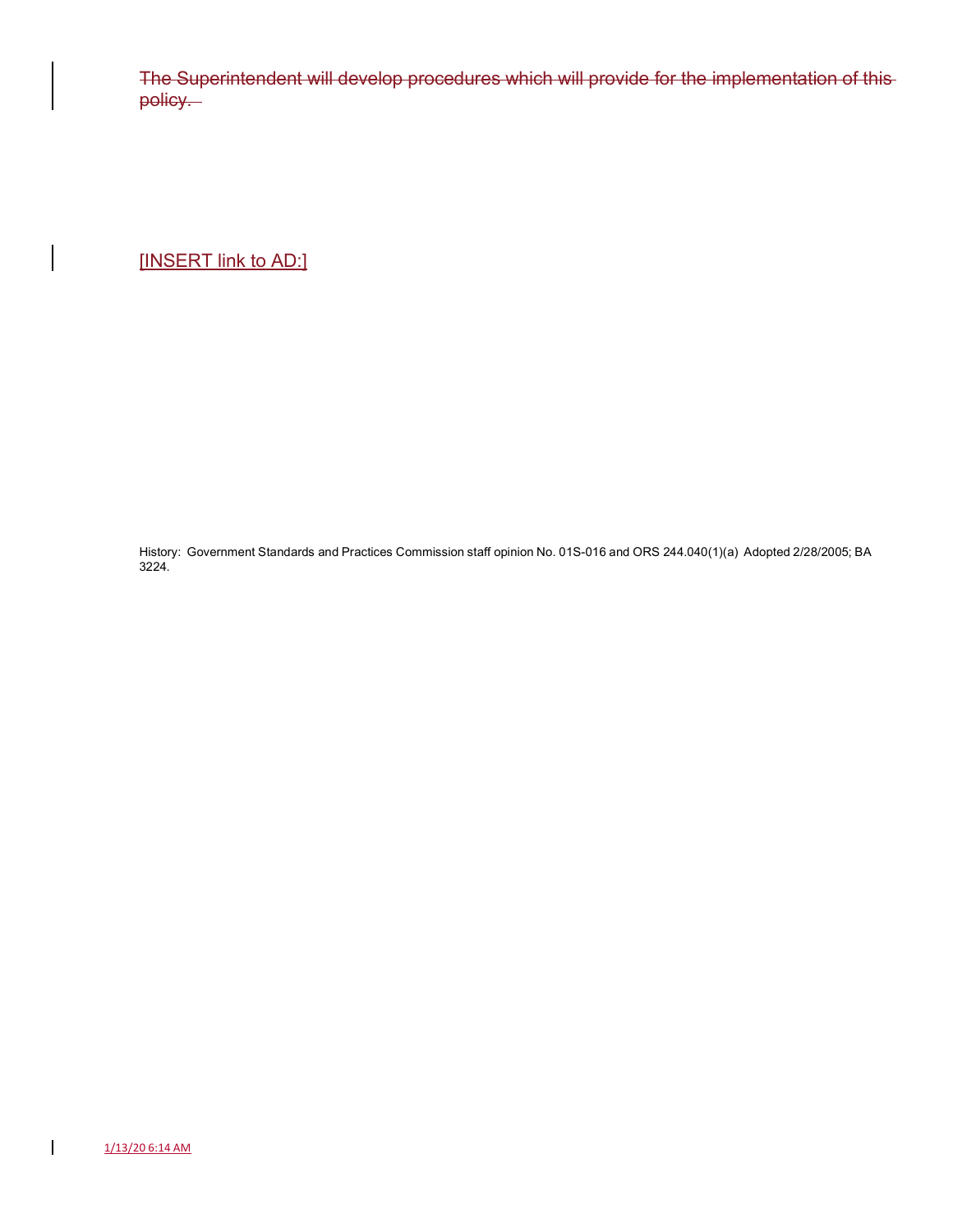~~The Superintendent will develop procedures which will provide for the implementation of this policy.~~

[INSERT link to AD:]

History: Government Standards and Practices Commission staff opinion No. 01S-016 and ORS 244.040(1)(a) Adopted 2/28/2005; BA 3224.

1/13/20 6:14 AM